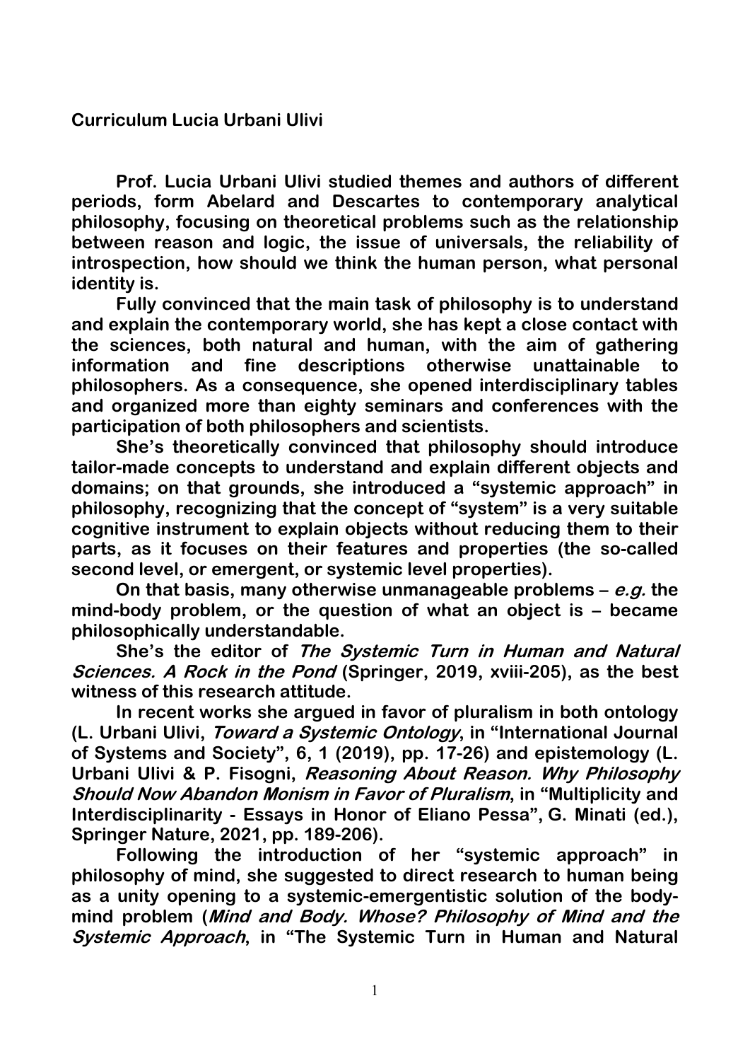**Curriculum Lucia Urbani Ulivi**

**Prof. Lucia Urbani Ulivi studied themes and authors of different periods, form Abelard and Descartes to contemporary analytical philosophy, focusing on theoretical problems such as the relationship between reason and logic, the issue of universals, the reliability of introspection, how should we think the human person, what personal identity is.**

**Fully convinced that the main task of philosophy is to understand and explain the contemporary world, she has kept a close contact with the sciences, both natural and human, with the aim of gathering information and fine descriptions otherwise unattainable to philosophers. As a consequence, she opened interdisciplinary tables and organized more than eighty seminars and conferences with the participation of both philosophers and scientists.**

**She's theoretically convinced that philosophy should introduce tailor-made concepts to understand and explain different objects and domains; on that grounds, she introduced a "systemic approach" in philosophy, recognizing that the concept of "system" is a very suitable cognitive instrument to explain objects without reducing them to their parts, as it focuses on their features and properties (the so-called second level, or emergent, or systemic level properties).**

**On that basis, many otherwise unmanageable problems – *e.g.* the mind-body problem, or the question of what an object is – became philosophically understandable.**

**She's the editor of *The Systemic Turn in Human and Natural Sciences. A Rock in the Pond* (Springer, 2019, xviii-205), as the best witness of this research attitude.**

**In recent works she argued in favor of pluralism in both ontology (L. Urbani Ulivi, *Toward a Systemic Ontology*, in "International Journal of Systems and Society", 6, 1 (2019), pp. 17-26) and epistemology (L. Urbani Ulivi & P. Fisogni, *Reasoning About Reason. Why Philosophy Should Now Abandon Monism in Favor of Pluralism*, in "Multiplicity and Interdisciplinarity - Essays in Honor of Eliano Pessa", G. Minati (ed.), Springer Nature, 2021, pp. 189-206).**

**Following the introduction of her "systemic approach" in philosophy of mind, she suggested to direct research to human being as a unity opening to a systemic-emergentistic solution of the body-mind problem (*Mind and Body. Whose? Philosophy of Mind and the Systemic Approach*, in "The Systemic Turn in Human and Natural**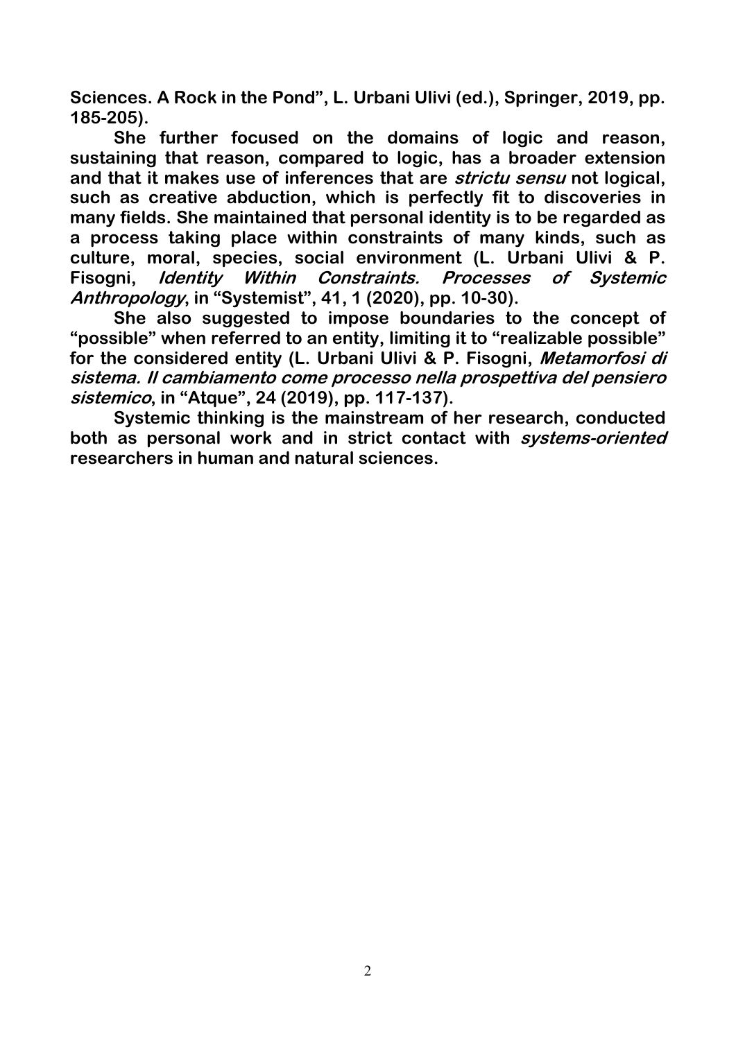**Sciences. A Rock in the Pond", L. Urbani Ulivi (ed.), Springer, 2019, pp. 185-205).**

**She further focused on the domains of logic and reason, sustaining that reason, compared to logic, has a broader extension and that it makes use of inferences that are *strictu sensu* not logical, such as creative abduction, which is perfectly fit to discoveries in many fields. She maintained that personal identity is to be regarded as a process taking place within constraints of many kinds, such as culture, moral, species, social environment (L. Urbani Ulivi & P. Fisogni, *Identity Within Constraints. Processes of Systemic Anthropology*, in "Systemist", 41, 1 (2020), pp. 10-30).**

**She also suggested to impose boundaries to the concept of "possible" when referred to an entity, limiting it to "realizable possible" for the considered entity (L. Urbani Ulivi & P. Fisogni, *Metamorfosi di sistema. Il cambiamento come processo nella prospettiva del pensiero sistemico*, in "Atque", 24 (2019), pp. 117-137).**

**Systemic thinking is the mainstream of her research, conducted both as personal work and in strict contact with *systems-oriented* researchers in human and natural sciences.**